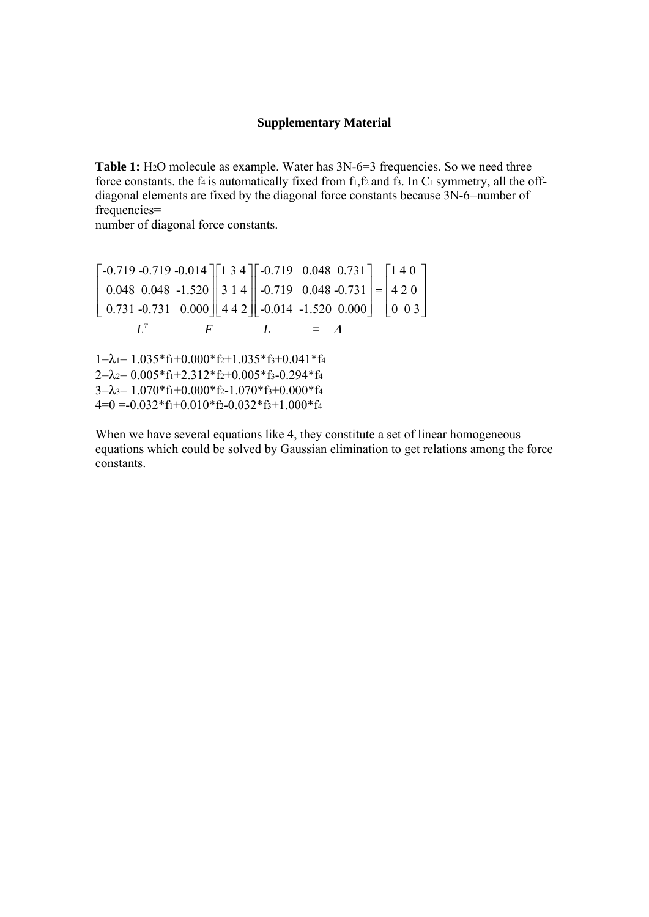**Supplementary Material**

**Table 1:** $H_2O$ molecule as example. Water has 3N-6=3 frequencies. So we need three force constants. the $f_4$ is automatically fixed from $f_1$,$f_2$ and $f_3$. In $C_1$ symmetry, all the off-diagonal elements are fixed by the diagonal force constants because 3N-6=number of frequencies=
number of diagonal force constants.

$$
\underset{L^T}{\begin{bmatrix} -0.719 & -0.719 & -0.014 \\ 0.048 & 0.048 & -1.520 \\ 0.731 & -0.731 & 0.000 \end{bmatrix}}
\underset{F}{\begin{bmatrix} 1 & 3 & 4 \\ 3 & 1 & 4 \\ 4 & 4 & 2 \end{bmatrix}}
\underset{L}{\begin{bmatrix} -0.719 & 0.048 & 0.731 \\ -0.719 & 0.048 & -0.731 \\ -0.014 & -1.520 & 0.000 \end{bmatrix}}
\underset{=}{=}
\underset{\Lambda}{\begin{bmatrix} 1 & 4 & 0 \\ 4 & 2 & 0 \\ 0 & 0 & 3 \end{bmatrix}}
$$

$1=\lambda_1= 1.035*f_1+0.000*f_2+1.035*f_3+0.041*f_4$
$2=\lambda_2= 0.005*f_1+2.312*f_2+0.005*f_3-0.294*f_4$
$3=\lambda_3= 1.070*f_1+0.000*f_2-1.070*f_3+0.000*f_4$
$4=0 =-0.032*f_1+0.010*f_2-0.032*f_3+1.000*f_4$

When we have several equations like 4, they constitute a set of linear homogeneous equations which could be solved by Gaussian elimination to get relations among the force constants.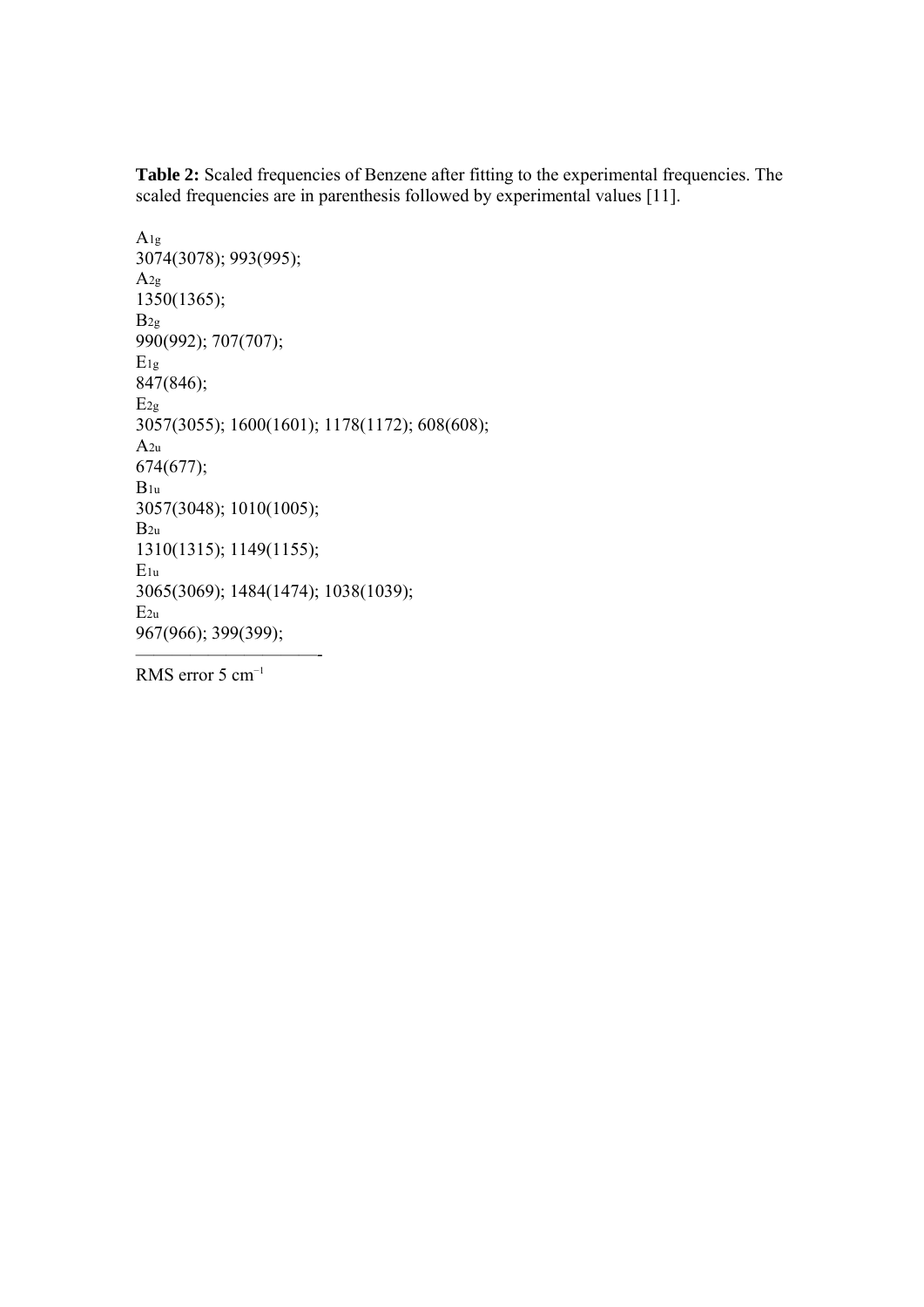**Table 2:** Scaled frequencies of Benzene after fitting to the experimental frequencies. The scaled frequencies are in parenthesis followed by experimental values [11].

$A_{1g}$

3074(3078); 993(995);

$A_{2g}$

1350(1365);

$B_{2g}$

990(992); 707(707);

$E_{1g}$

847(846);

$E_{2g}$

3057(3055); 1600(1601); 1178(1172); 608(608);

$A_{2u}$

674(677);

$B_{1u}$

3057(3048); 1010(1005);

$B_{2u}$

1310(1315); 1149(1155);

$E_{1u}$

3065(3069); 1484(1474); 1038(1039);

$E_{2u}$

967(966); 399(399);

---

RMS error 5 $cm^{-1}$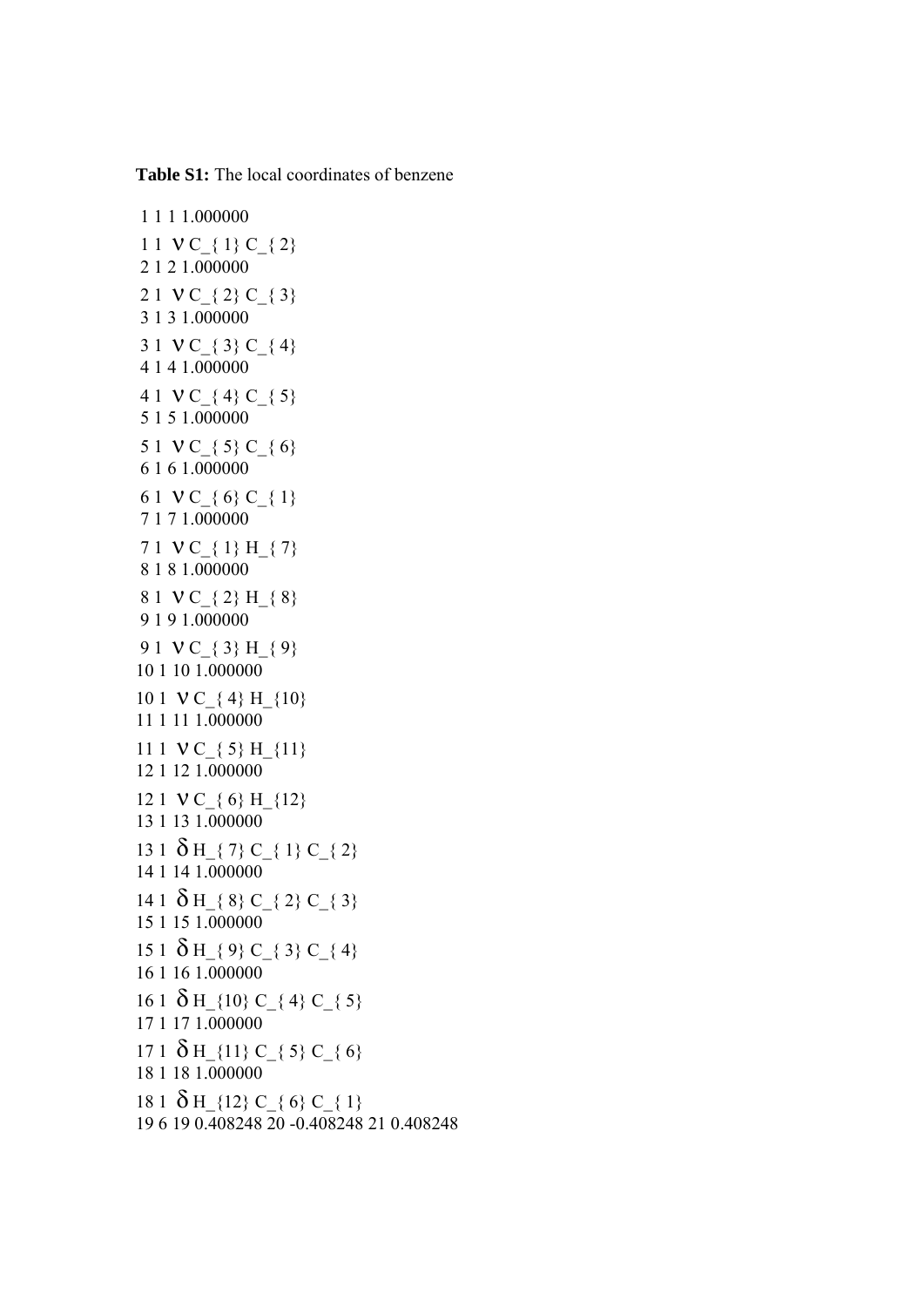**Table S1:** The local coordinates of benzene

```
 1 1 1 1.000000
 1 1  ν C_{ 1} C_{ 2}
 2 1 2 1.000000
 2 1  ν C_{ 2} C_{ 3}
 3 1 3 1.000000
 3 1  ν C_{ 3} C_{ 4}
 4 1 4 1.000000
 4 1  ν C_{ 4} C_{ 5}
 5 1 5 1.000000
 5 1  ν C_{ 5} C_{ 6}
 6 1 6 1.000000
 6 1  ν C_{ 6} C_{ 1}
 7 1 7 1.000000
 7 1  ν C_{ 1} H_{ 7}
 8 1 8 1.000000
 8 1  ν C_{ 2} H_{ 8}
 9 1 9 1.000000
 9 1  ν C_{ 3} H_{ 9}
10 1 10 1.000000
10 1  ν C_{ 4} H_{10}
11 1 11 1.000000
11 1  ν C_{ 5} H_{11}
12 1 12 1.000000
12 1  ν C_{ 6} H_{12}
13 1 13 1.000000
13 1  δ H_{ 7} C_{ 1} C_{ 2}
14 1 14 1.000000
14 1  δ H_{ 8} C_{ 2} C_{ 3}
15 1 15 1.000000
15 1  δ H_{ 9} C_{ 3} C_{ 4}
16 1 16 1.000000
16 1  δ H_{10} C_{ 4} C_{ 5}
17 1 17 1.000000
17 1  δ H_{11} C_{ 5} C_{ 6}
18 1 18 1.000000
18 1  δ H_{12} C_{ 6} C_{ 1}
19 6 19 0.408248 20 -0.408248 21 0.408248
```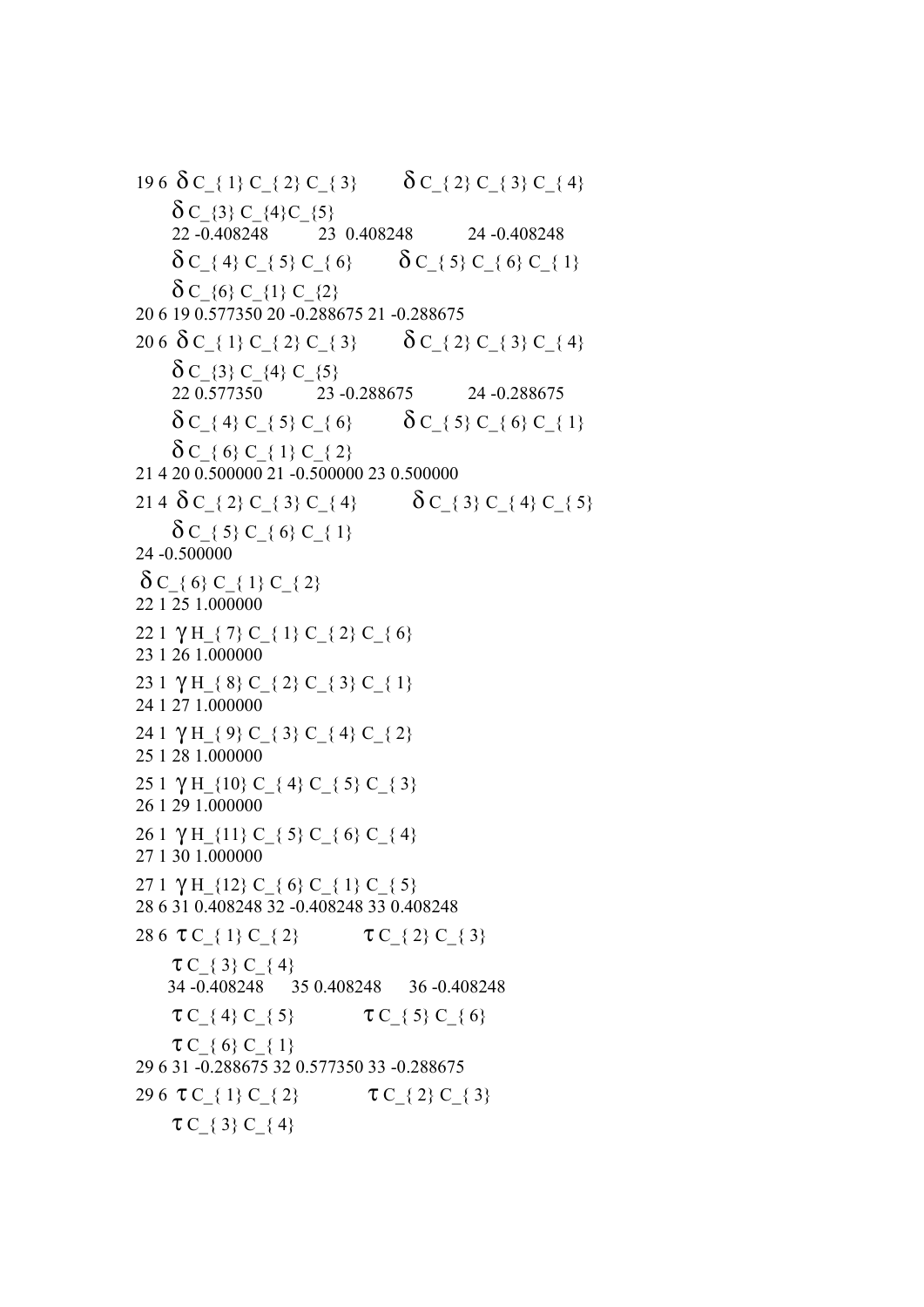19 6 $\delta$ C_{ 1} C_{ 2} C_{ 3} $\delta$ C_{ 2} C_{ 3} C_{ 4}

$\delta$ C_{3} C_{4}C_{5}

22 -0.408248 23 0.408248 24 -0.408248

$\delta$ C_{ 4} C_{ 5} C_{ 6} $\delta$ C_{ 5} C_{ 6} C_{ 1}

$\delta$ C_{6} C_{1} C_{2}

20 6 19 0.577350 20 -0.288675 21 -0.288675

20 6 $\delta$ C_{ 1} C_{ 2} C_{ 3} $\delta$ C_{ 2} C_{ 3} C_{ 4}

$\delta$ C_{3} C_{4} C_{5}

22 0.577350 23 -0.288675 24 -0.288675

$\delta$ C_{ 4} C_{ 5} C_{ 6} $\delta$ C_{ 5} C_{ 6} C_{ 1}

$\delta$ C_{ 6} C_{ 1} C_{ 2}

21 4 20 0.500000 21 -0.500000 23 0.500000

21 4 $\delta$ C_{ 2} C_{ 3} C_{ 4} $\delta$ C_{ 3} C_{ 4} C_{ 5}

$\delta$ C_{ 5} C_{ 6} C_{ 1}

24 -0.500000

$\delta$ C_{ 6} C_{ 1} C_{ 2}

22 1 25 1.000000

22 1 $\gamma$ H_{ 7} C_{ 1} C_{ 2} C_{ 6}

23 1 26 1.000000

23 1 $\gamma$ H_{ 8} C_{ 2} C_{ 3} C_{ 1}

24 1 27 1.000000

24 1 $\gamma$ H_{ 9} C_{ 3} C_{ 4} C_{ 2}

25 1 28 1.000000

25 1 $\gamma$ H_{10} C_{ 4} C_{ 5} C_{ 3}

26 1 29 1.000000

26 1 $\gamma$ H_{11} C_{ 5} C_{ 6} C_{ 4}

27 1 30 1.000000

27 1 $\gamma$ H_{12} C_{ 6} C_{ 1} C_{ 5}

28 6 31 0.408248 32 -0.408248 33 0.408248

28 6 $\tau$ C_{ 1} C_{ 2} $\tau$ C_{ 2} C_{ 3}

$\tau$ C_{ 3} C_{ 4}

34 -0.408248 35 0.408248 36 -0.408248

$\tau$ C_{ 4} C_{ 5} $\tau$ C_{ 5} C_{ 6}

$\tau$ C_{ 6} C_{ 1}

29 6 31 -0.288675 32 0.577350 33 -0.288675

29 6 $\tau$ C_{ 1} C_{ 2} $\tau$ C_{ 2} C_{ 3}

$\tau$ C_{ 3} C_{ 4}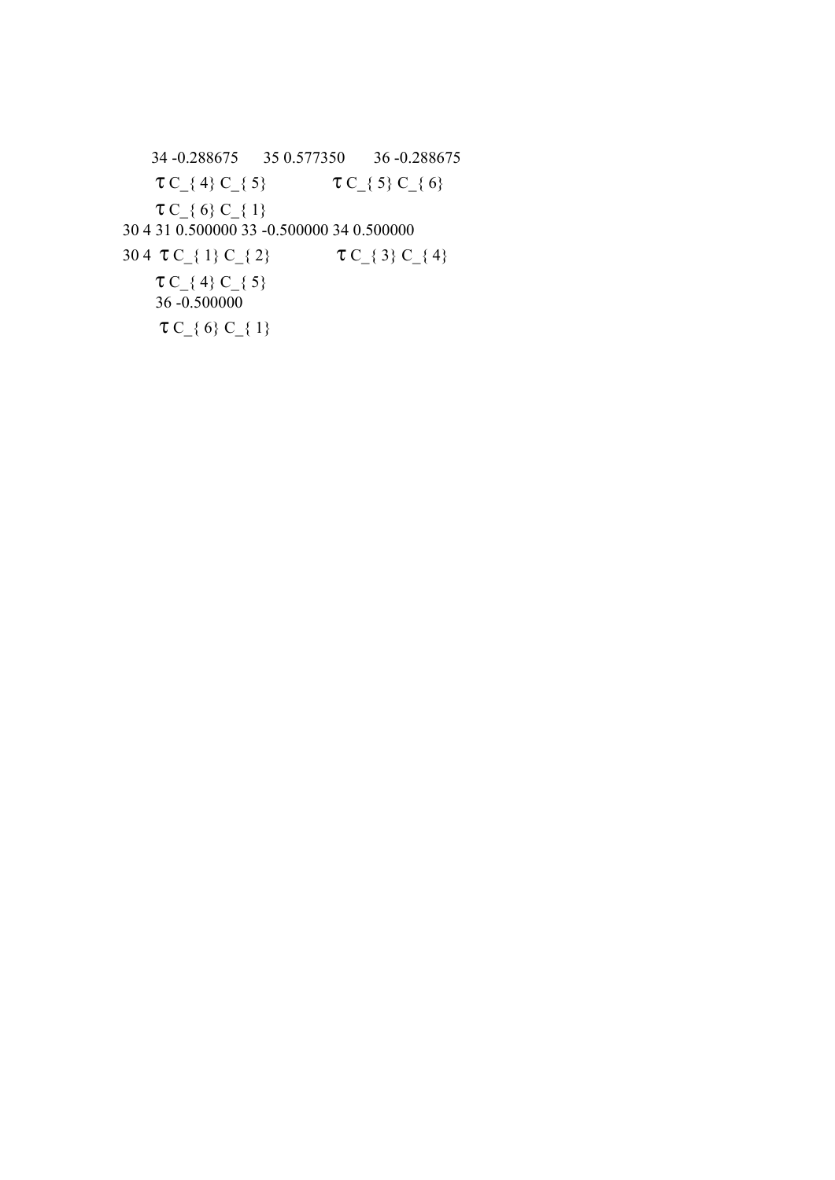34 -0.288675 35 0.577350 36 -0.288675

$\tau$ C_{ 4} C_{ 5} $\tau$ C_{ 5} C_{ 6}

$\tau$ C_{ 6} C_{ 1}

30 4 31 0.500000 33 -0.500000 34 0.500000

30 4 $\tau$ C_{ 1} C_{ 2} $\tau$ C_{ 3} C_{ 4}

$\tau$ C_{ 4} C_{ 5}

36 -0.500000

$\tau$ C_{ 6} C_{ 1}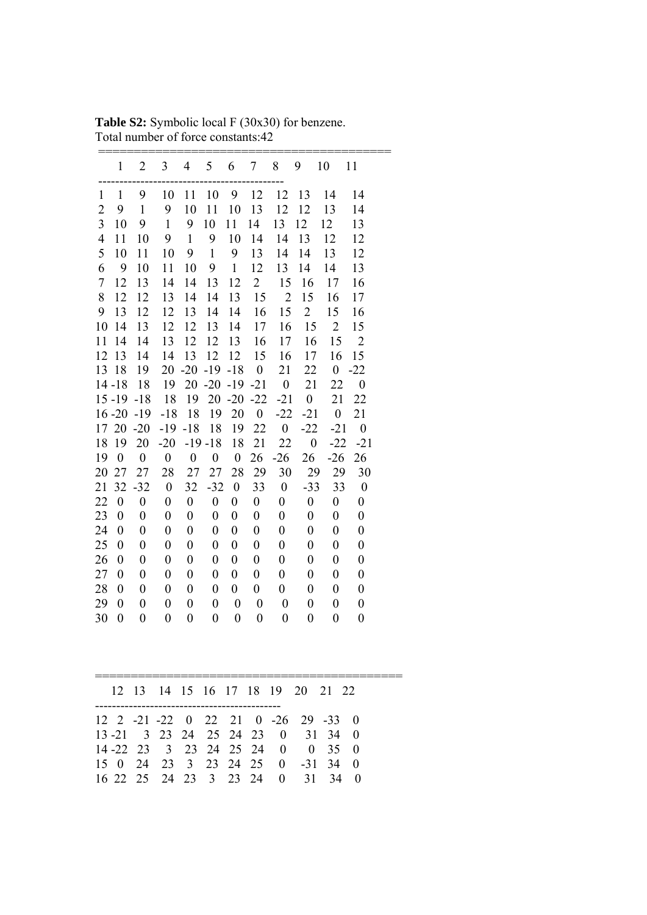**Table S2:** Symbolic local F (30x30) for benzene.
Total number of force constants:42

|  | 1 | 2 | 3 | 4 | 5 | 6 | 7 | 8 | 9 | 10 | 11 |
|---|---|---|---|---|---|---|---|---|---|---|---|
| 1 | 1 | 9 | 10 | 11 | 10 | 9 | 12 | 12 | 13 | 14 | 14 |
| 2 | 9 | 1 | 9 | 10 | 11 | 10 | 13 | 12 | 12 | 13 | 14 |
| 3 | 10 | 9 | 1 | 9 | 10 | 11 | 14 | 13 | 12 | 12 | 13 |
| 4 | 11 | 10 | 9 | 1 | 9 | 10 | 14 | 14 | 13 | 12 | 12 |
| 5 | 10 | 11 | 10 | 9 | 1 | 9 | 13 | 14 | 14 | 13 | 12 |
| 6 | 9 | 10 | 11 | 10 | 9 | 1 | 12 | 13 | 14 | 14 | 13 |
| 7 | 12 | 13 | 14 | 14 | 13 | 12 | 2 | 15 | 16 | 17 | 16 |
| 8 | 12 | 12 | 13 | 14 | 14 | 13 | 15 | 2 | 15 | 16 | 17 |
| 9 | 13 | 12 | 12 | 13 | 14 | 14 | 16 | 15 | 2 | 15 | 16 |
| 10 | 14 | 13 | 12 | 12 | 13 | 14 | 17 | 16 | 15 | 2 | 15 |
| 11 | 14 | 14 | 13 | 12 | 12 | 13 | 16 | 17 | 16 | 15 | 2 |
| 12 | 13 | 14 | 14 | 13 | 12 | 12 | 15 | 16 | 17 | 16 | 15 |
| 13 | 18 | 19 | 20 | -20 | -19 | -18 | 0 | 21 | 22 | 0 | -22 |
| 14 | -18 | 18 | 19 | 20 | -20 | -19 | -21 | 0 | 21 | 22 | 0 |
| 15 | -19 | -18 | 18 | 19 | 20 | -20 | -22 | -21 | 0 | 21 | 22 |
| 16 | -20 | -19 | -18 | 18 | 19 | 20 | 0 | -22 | -21 | 0 | 21 |
| 17 | 20 | -20 | -19 | -18 | 18 | 19 | 22 | 0 | -22 | -21 | 0 |
| 18 | 19 | 20 | -20 | -19 | -18 | 18 | 21 | 22 | 0 | -22 | -21 |
| 19 | 0 | 0 | 0 | 0 | 0 | 0 | 26 | -26 | 26 | -26 | 26 |
| 20 | 27 | 27 | 28 | 27 | 27 | 28 | 29 | 30 | 29 | 29 | 30 |
| 21 | 32 | -32 | 0 | 32 | -32 | 0 | 33 | 0 | -33 | 33 | 0 |
| 22 | 0 | 0 | 0 | 0 | 0 | 0 | 0 | 0 | 0 | 0 | 0 |
| 23 | 0 | 0 | 0 | 0 | 0 | 0 | 0 | 0 | 0 | 0 | 0 |
| 24 | 0 | 0 | 0 | 0 | 0 | 0 | 0 | 0 | 0 | 0 | 0 |
| 25 | 0 | 0 | 0 | 0 | 0 | 0 | 0 | 0 | 0 | 0 | 0 |
| 26 | 0 | 0 | 0 | 0 | 0 | 0 | 0 | 0 | 0 | 0 | 0 |
| 27 | 0 | 0 | 0 | 0 | 0 | 0 | 0 | 0 | 0 | 0 | 0 |
| 28 | 0 | 0 | 0 | 0 | 0 | 0 | 0 | 0 | 0 | 0 | 0 |
| 29 | 0 | 0 | 0 | 0 | 0 | 0 | 0 | 0 | 0 | 0 | 0 |
| 30 | 0 | 0 | 0 | 0 | 0 | 0 | 0 | 0 | 0 | 0 | 0 |

|  | 12 | 13 | 14 | 15 | 16 | 17 | 18 | 19 | 20 | 21 | 22 |
|---|---|---|---|---|---|---|---|---|---|---|---|
| 12 | 2 | -21 | -22 | 0 | 22 | 21 | 0 | -26 | 29 | -33 | 0 |
| 13 | -21 | 3 | 23 | 24 | 25 | 24 | 23 | 0 | 31 | 34 | 0 |
| 14 | -22 | 23 | 3 | 23 | 24 | 25 | 24 | 0 | 0 | 35 | 0 |
| 15 | 0 | 24 | 23 | 3 | 23 | 24 | 25 | 0 | -31 | 34 | 0 |
| 16 | 22 | 25 | 24 | 23 | 3 | 23 | 24 | 0 | 31 | 34 | 0 |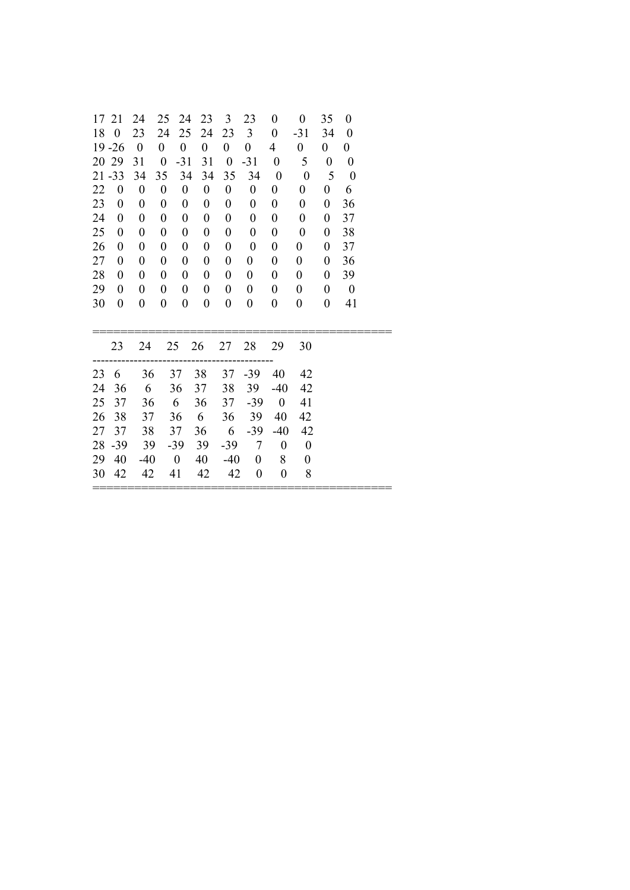| | | | | | | | | | | | |
|---|---|---|---|---|---|---|---|---|---|---|---|
| 17 | 21 | 24 | 25 | 24 | 23 | 3 | 23 | 0 | 0 | 35 | 0 |
| 18 | 0 | 23 | 24 | 25 | 24 | 23 | 3 | 0 | -31 | 34 | 0 |
| 19 | -26 | 0 | 0 | 0 | 0 | 0 | 0 | 4 | 0 | 0 | 0 |
| 20 | 29 | 31 | 0 | -31 | 31 | 0 | -31 | 0 | 5 | 0 | 0 |
| 21 | -33 | 34 | 35 | 34 | 34 | 35 | 34 | 0 | 0 | 5 | 0 |
| 22 | 0 | 0 | 0 | 0 | 0 | 0 | 0 | 0 | 0 | 0 | 6 |
| 23 | 0 | 0 | 0 | 0 | 0 | 0 | 0 | 0 | 0 | 0 | 36 |
| 24 | 0 | 0 | 0 | 0 | 0 | 0 | 0 | 0 | 0 | 0 | 37 |
| 25 | 0 | 0 | 0 | 0 | 0 | 0 | 0 | 0 | 0 | 0 | 38 |
| 26 | 0 | 0 | 0 | 0 | 0 | 0 | 0 | 0 | 0 | 0 | 37 |
| 27 | 0 | 0 | 0 | 0 | 0 | 0 | 0 | 0 | 0 | 0 | 36 |
| 28 | 0 | 0 | 0 | 0 | 0 | 0 | 0 | 0 | 0 | 0 | 39 |
| 29 | 0 | 0 | 0 | 0 | 0 | 0 | 0 | 0 | 0 | 0 | 0 |
| 30 | 0 | 0 | 0 | 0 | 0 | 0 | 0 | 0 | 0 | 0 | 41 |

| | 23 | 24 | 25 | 26 | 27 | 28 | 29 | 30 |
|---|---|---|---|---|---|---|---|---|
| 23 | 6 | 36 | 37 | 38 | 37 | -39 | 40 | 42 |
| 24 | 36 | 6 | 36 | 37 | 38 | 39 | -40 | 42 |
| 25 | 37 | 36 | 6 | 36 | 37 | -39 | 0 | 41 |
| 26 | 38 | 37 | 36 | 6 | 36 | 39 | 40 | 42 |
| 27 | 37 | 38 | 37 | 36 | 6 | -39 | -40 | 42 |
| 28 | -39 | 39 | -39 | 39 | -39 | 7 | 0 | 0 |
| 29 | 40 | -40 | 0 | 40 | -40 | 0 | 8 | 0 |
| 30 | 42 | 42 | 41 | 42 | 42 | 0 | 0 | 8 |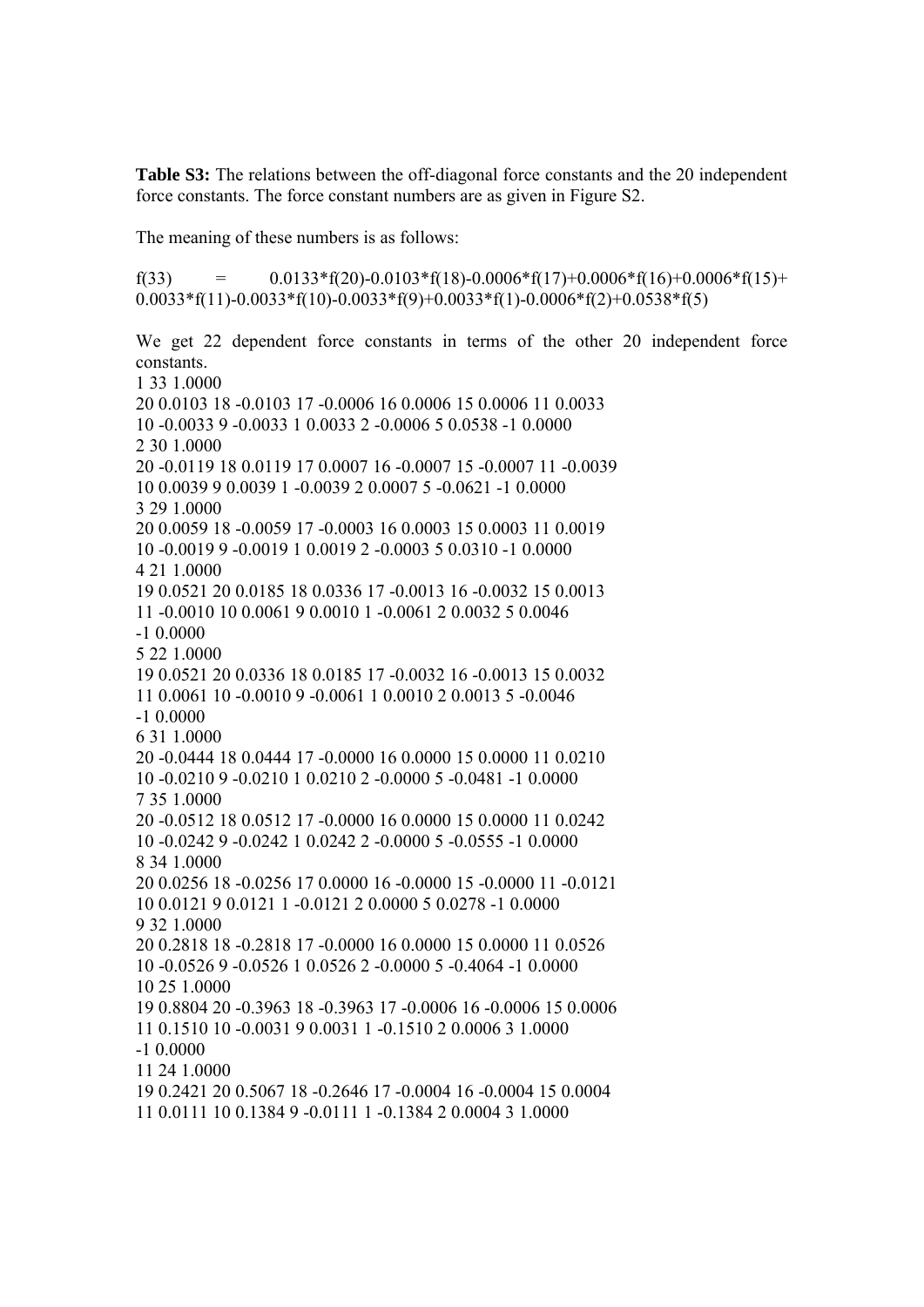**Table S3:** The relations between the off-diagonal force constants and the 20 independent force constants. The force constant numbers are as given in Figure S2.

The meaning of these numbers is as follows:

$f(33) = 0.0133*f(20)-0.0103*f(18)-0.0006*f(17)+0.0006*f(16)+0.0006*f(15)+0.0033*f(11)-0.0033*f(10)-0.0033*f(9)+0.0033*f(1)-0.0006*f(2)+0.0538*f(5)$

We get 22 dependent force constants in terms of the other 20 independent force constants.

```
1 33 1.0000
20 0.0103 18 -0.0103 17 -0.0006 16 0.0006 15 0.0006 11 0.0033
10 -0.0033 9 -0.0033 1 0.0033 2 -0.0006 5 0.0538 -1 0.0000
2 30 1.0000
20 -0.0119 18 0.0119 17 0.0007 16 -0.0007 15 -0.0007 11 -0.0039
10 0.0039 9 0.0039 1 -0.0039 2 0.0007 5 -0.0621 -1 0.0000
3 29 1.0000
20 0.0059 18 -0.0059 17 -0.0003 16 0.0003 15 0.0003 11 0.0019
10 -0.0019 9 -0.0019 1 0.0019 2 -0.0003 5 0.0310 -1 0.0000
4 21 1.0000
19 0.0521 20 0.0185 18 0.0336 17 -0.0013 16 -0.0032 15 0.0013
11 -0.0010 10 0.0061 9 0.0010 1 -0.0061 2 0.0032 5 0.0046
-1 0.0000
5 22 1.0000
19 0.0521 20 0.0336 18 0.0185 17 -0.0032 16 -0.0013 15 0.0032
11 0.0061 10 -0.0010 9 -0.0061 1 0.0010 2 0.0013 5 -0.0046
-1 0.0000
6 31 1.0000
20 -0.0444 18 0.0444 17 -0.0000 16 0.0000 15 0.0000 11 0.0210
10 -0.0210 9 -0.0210 1 0.0210 2 -0.0000 5 -0.0481 -1 0.0000
7 35 1.0000
20 -0.0512 18 0.0512 17 -0.0000 16 0.0000 15 0.0000 11 0.0242
10 -0.0242 9 -0.0242 1 0.0242 2 -0.0000 5 -0.0555 -1 0.0000
8 34 1.0000
20 0.0256 18 -0.0256 17 0.0000 16 -0.0000 15 -0.0000 11 -0.0121
10 0.0121 9 0.0121 1 -0.0121 2 0.0000 5 0.0278 -1 0.0000
9 32 1.0000
20 0.2818 18 -0.2818 17 -0.0000 16 0.0000 15 0.0000 11 0.0526
10 -0.0526 9 -0.0526 1 0.0526 2 -0.0000 5 -0.4064 -1 0.0000
10 25 1.0000
19 0.8804 20 -0.3963 18 -0.3963 17 -0.0006 16 -0.0006 15 0.0006
11 0.1510 10 -0.0031 9 0.0031 1 -0.1510 2 0.0006 3 1.0000
-1 0.0000
11 24 1.0000
19 0.2421 20 0.5067 18 -0.2646 17 -0.0004 16 -0.0004 15 0.0004
11 0.0111 10 0.1384 9 -0.0111 1 -0.1384 2 0.0004 3 1.0000
```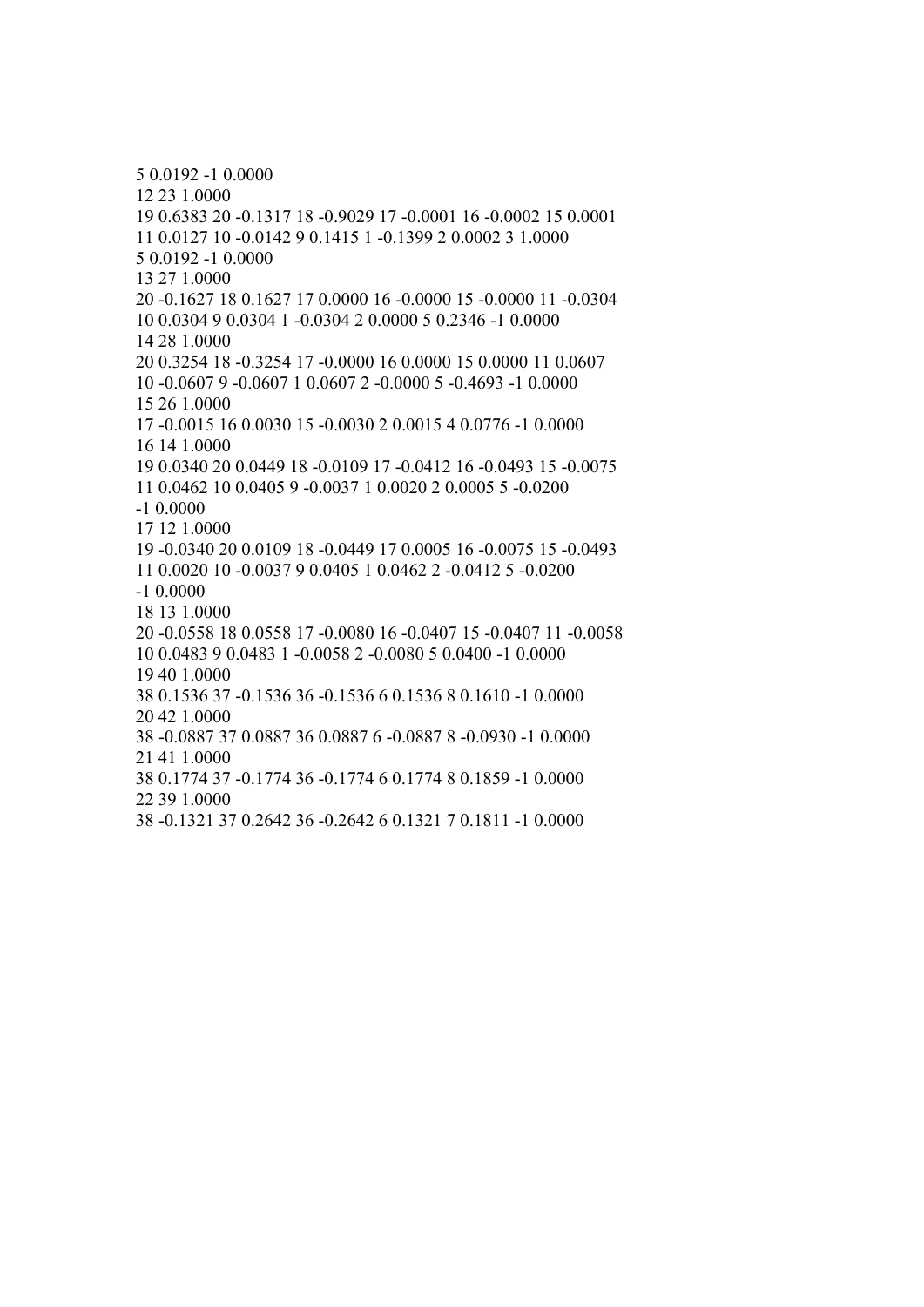5 0.0192 -1 0.0000
12 23 1.0000
19 0.6383 20 -0.1317 18 -0.9029 17 -0.0001 16 -0.0002 15 0.0001
11 0.0127 10 -0.0142 9 0.1415 1 -0.1399 2 0.0002 3 1.0000
5 0.0192 -1 0.0000
13 27 1.0000
20 -0.1627 18 0.1627 17 0.0000 16 -0.0000 15 -0.0000 11 -0.0304
10 0.0304 9 0.0304 1 -0.0304 2 0.0000 5 0.2346 -1 0.0000
14 28 1.0000
20 0.3254 18 -0.3254 17 -0.0000 16 0.0000 15 0.0000 11 0.0607
10 -0.0607 9 -0.0607 1 0.0607 2 -0.0000 5 -0.4693 -1 0.0000
15 26 1.0000
17 -0.0015 16 0.0030 15 -0.0030 2 0.0015 4 0.0776 -1 0.0000
16 14 1.0000
19 0.0340 20 0.0449 18 -0.0109 17 -0.0412 16 -0.0493 15 -0.0075
11 0.0462 10 0.0405 9 -0.0037 1 0.0020 2 0.0005 5 -0.0200
-1 0.0000
17 12 1.0000
19 -0.0340 20 0.0109 18 -0.0449 17 0.0005 16 -0.0075 15 -0.0493
11 0.0020 10 -0.0037 9 0.0405 1 0.0462 2 -0.0412 5 -0.0200
-1 0.0000
18 13 1.0000
20 -0.0558 18 0.0558 17 -0.0080 16 -0.0407 15 -0.0407 11 -0.0058
10 0.0483 9 0.0483 1 -0.0058 2 -0.0080 5 0.0400 -1 0.0000
19 40 1.0000
38 0.1536 37 -0.1536 36 -0.1536 6 0.1536 8 0.1610 -1 0.0000
20 42 1.0000
38 -0.0887 37 0.0887 36 0.0887 6 -0.0887 8 -0.0930 -1 0.0000
21 41 1.0000
38 0.1774 37 -0.1774 36 -0.1774 6 0.1774 8 0.1859 -1 0.0000
22 39 1.0000
38 -0.1321 37 0.2642 36 -0.2642 6 0.1321 7 0.1811 -1 0.0000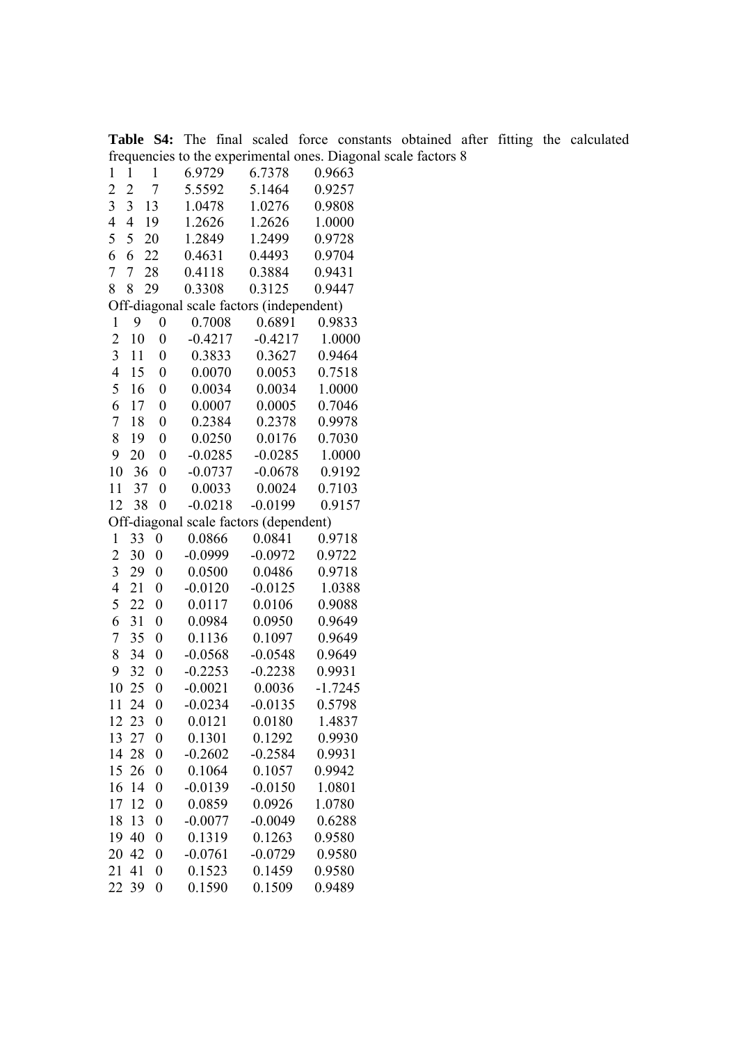**Table S4:** The final scaled force constants obtained after fitting the calculated frequencies to the experimental ones. Diagonal scale factors 8

| | | | | | |
|---|---|---|---|---|---|
| 1 | 1 | 1 | 6.9729 | 6.7378 | 0.9663 |
| 2 | 2 | 7 | 5.5592 | 5.1464 | 0.9257 |
| 3 | 3 | 13 | 1.0478 | 1.0276 | 0.9808 |
| 4 | 4 | 19 | 1.2626 | 1.2626 | 1.0000 |
| 5 | 5 | 20 | 1.2849 | 1.2499 | 0.9728 |
| 6 | 6 | 22 | 0.4631 | 0.4493 | 0.9704 |
| 7 | 7 | 28 | 0.4118 | 0.3884 | 0.9431 |
| 8 | 8 | 29 | 0.3308 | 0.3125 | 0.9447 |

Off-diagonal scale factors (independent)

| | | | | | |
|---|---|---|---|---|---|
| 1 | 9 | 0 | 0.7008 | 0.6891 | 0.9833 |
| 2 | 10 | 0 | -0.4217 | -0.4217 | 1.0000 |
| 3 | 11 | 0 | 0.3833 | 0.3627 | 0.9464 |
| 4 | 15 | 0 | 0.0070 | 0.0053 | 0.7518 |
| 5 | 16 | 0 | 0.0034 | 0.0034 | 1.0000 |
| 6 | 17 | 0 | 0.0007 | 0.0005 | 0.7046 |
| 7 | 18 | 0 | 0.2384 | 0.2378 | 0.9978 |
| 8 | 19 | 0 | 0.0250 | 0.0176 | 0.7030 |
| 9 | 20 | 0 | -0.0285 | -0.0285 | 1.0000 |
| 10 | 36 | 0 | -0.0737 | -0.0678 | 0.9192 |
| 11 | 37 | 0 | 0.0033 | 0.0024 | 0.7103 |
| 12 | 38 | 0 | -0.0218 | -0.0199 | 0.9157 |

Off-diagonal scale factors (dependent)

| | | | | | |
|---|---|---|---|---|---|
| 1 | 33 | 0 | 0.0866 | 0.0841 | 0.9718 |
| 2 | 30 | 0 | -0.0999 | -0.0972 | 0.9722 |
| 3 | 29 | 0 | 0.0500 | 0.0486 | 0.9718 |
| 4 | 21 | 0 | -0.0120 | -0.0125 | 1.0388 |
| 5 | 22 | 0 | 0.0117 | 0.0106 | 0.9088 |
| 6 | 31 | 0 | 0.0984 | 0.0950 | 0.9649 |
| 7 | 35 | 0 | 0.1136 | 0.1097 | 0.9649 |
| 8 | 34 | 0 | -0.0568 | -0.0548 | 0.9649 |
| 9 | 32 | 0 | -0.2253 | -0.2238 | 0.9931 |
| 10 | 25 | 0 | -0.0021 | 0.0036 | -1.7245 |
| 11 | 24 | 0 | -0.0234 | -0.0135 | 0.5798 |
| 12 | 23 | 0 | 0.0121 | 0.0180 | 1.4837 |
| 13 | 27 | 0 | 0.1301 | 0.1292 | 0.9930 |
| 14 | 28 | 0 | -0.2602 | -0.2584 | 0.9931 |
| 15 | 26 | 0 | 0.1064 | 0.1057 | 0.9942 |
| 16 | 14 | 0 | -0.0139 | -0.0150 | 1.0801 |
| 17 | 12 | 0 | 0.0859 | 0.0926 | 1.0780 |
| 18 | 13 | 0 | -0.0077 | -0.0049 | 0.6288 |
| 19 | 40 | 0 | 0.1319 | 0.1263 | 0.9580 |
| 20 | 42 | 0 | -0.0761 | -0.0729 | 0.9580 |
| 21 | 41 | 0 | 0.1523 | 0.1459 | 0.9580 |
| 22 | 39 | 0 | 0.1590 | 0.1509 | 0.9489 |